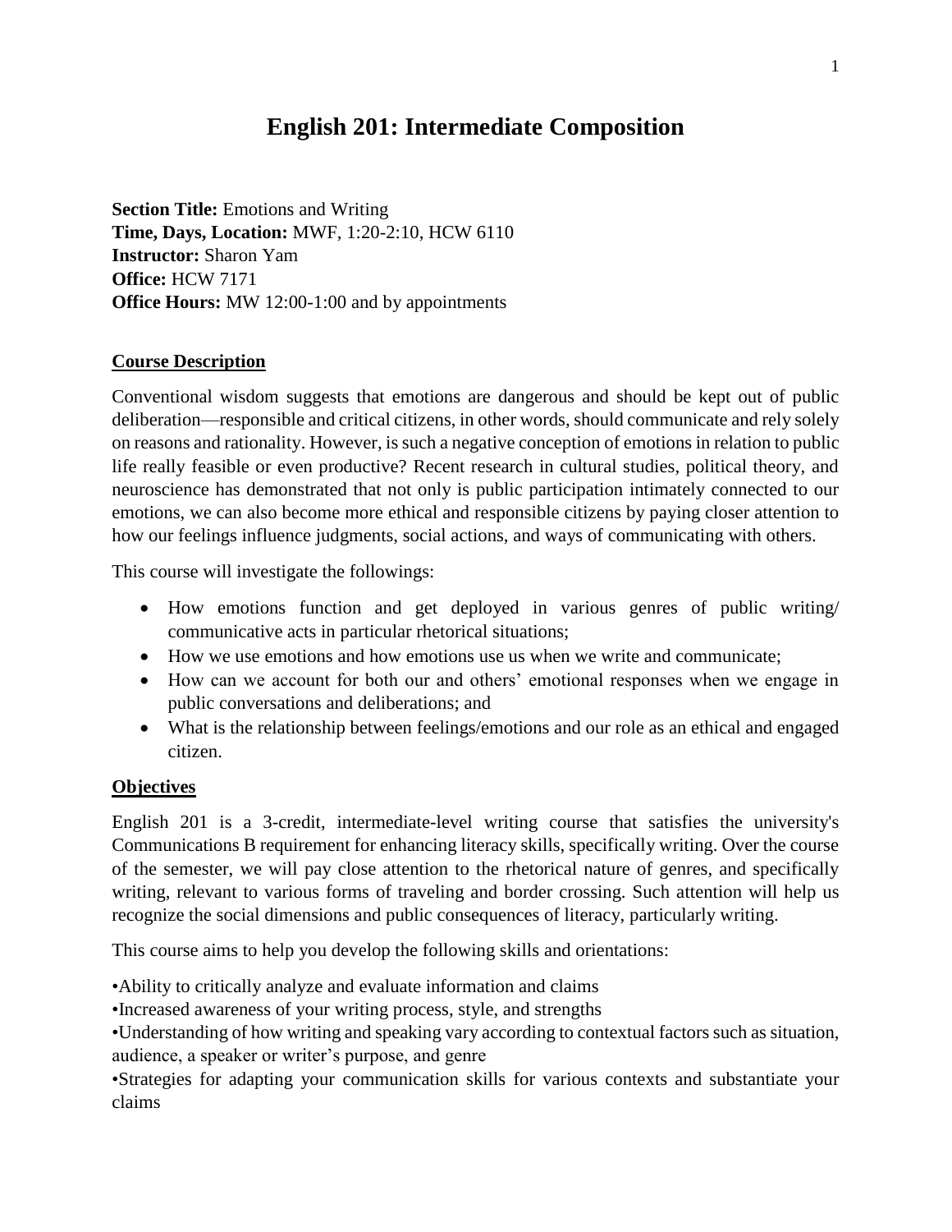# English 201: Intermediate Composition

**Section Title:** Emotions and Writing
**Time, Days, Location:** MWF, 1:20-2:10, HCW 6110
**Instructor:** Sharon Yam
**Office:** HCW 7171
**Office Hours:** MW 12:00-1:00 and by appointments

## Course Description

Conventional wisdom suggests that emotions are dangerous and should be kept out of public deliberation—responsible and critical citizens, in other words, should communicate and rely solely on reasons and rationality. However, is such a negative conception of emotions in relation to public life really feasible or even productive? Recent research in cultural studies, political theory, and neuroscience has demonstrated that not only is public participation intimately connected to our emotions, we can also become more ethical and responsible citizens by paying closer attention to how our feelings influence judgments, social actions, and ways of communicating with others.

This course will investigate the followings:

- How emotions function and get deployed in various genres of public writing/ communicative acts in particular rhetorical situations;
- How we use emotions and how emotions use us when we write and communicate;
- How can we account for both our and others' emotional responses when we engage in public conversations and deliberations; and
- What is the relationship between feelings/emotions and our role as an ethical and engaged citizen.

## Objectives

English 201 is a 3-credit, intermediate-level writing course that satisfies the university's Communications B requirement for enhancing literacy skills, specifically writing. Over the course of the semester, we will pay close attention to the rhetorical nature of genres, and specifically writing, relevant to various forms of traveling and border crossing. Such attention will help us recognize the social dimensions and public consequences of literacy, particularly writing.

This course aims to help you develop the following skills and orientations:

- Ability to critically analyze and evaluate information and claims
- Increased awareness of your writing process, style, and strengths
- Understanding of how writing and speaking vary according to contextual factors such as situation, audience, a speaker or writer's purpose, and genre
- Strategies for adapting your communication skills for various contexts and substantiate your claims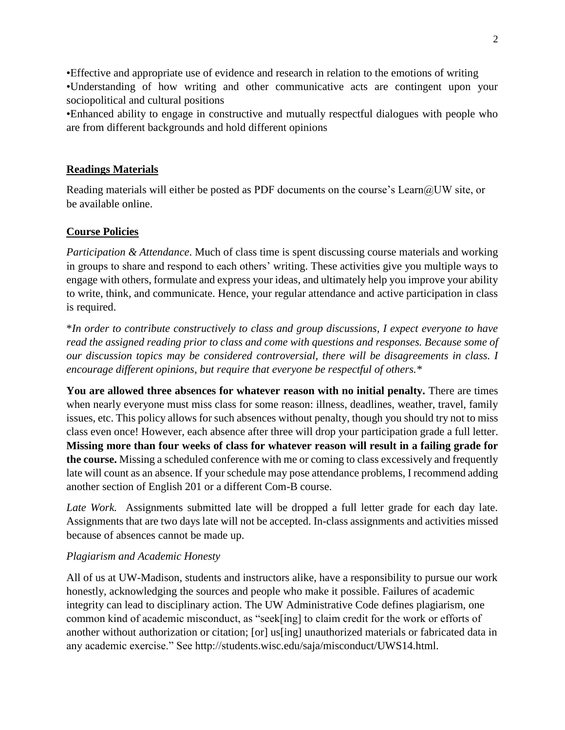•Effective and appropriate use of evidence and research in relation to the emotions of writing

•Understanding of how writing and other communicative acts are contingent upon your sociopolitical and cultural positions

•Enhanced ability to engage in constructive and mutually respectful dialogues with people who are from different backgrounds and hold different opinions

## Readings Materials

Reading materials will either be posted as PDF documents on the course's Learn@UW site, or be available online.

## Course Policies

*Participation & Attendance*. Much of class time is spent discussing course materials and working in groups to share and respond to each others' writing. These activities give you multiple ways to engage with others, formulate and express your ideas, and ultimately help you improve your ability to write, think, and communicate. Hence, your regular attendance and active participation in class is required.

*In order to contribute constructively to class and group discussions, I expect everyone to have read the assigned reading prior to class and come with questions and responses. Because some of our discussion topics may be considered controversial, there will be disagreements in class. I encourage different opinions, but require that everyone be respectful of others.*

**You are allowed three absences for whatever reason with no initial penalty.** There are times when nearly everyone must miss class for some reason: illness, deadlines, weather, travel, family issues, etc. This policy allows for such absences without penalty, though you should try not to miss class even once! However, each absence after three will drop your participation grade a full letter. **Missing more than four weeks of class for whatever reason will result in a failing grade for the course.** Missing a scheduled conference with me or coming to class excessively and frequently late will count as an absence. If your schedule may pose attendance problems, I recommend adding another section of English 201 or a different Com-B course.

*Late Work.* Assignments submitted late will be dropped a full letter grade for each day late. Assignments that are two days late will not be accepted. In-class assignments and activities missed because of absences cannot be made up.

*Plagiarism and Academic Honesty*

All of us at UW-Madison, students and instructors alike, have a responsibility to pursue our work honestly, acknowledging the sources and people who make it possible. Failures of academic integrity can lead to disciplinary action. The UW Administrative Code defines plagiarism, one common kind of academic misconduct, as "seek[ing] to claim credit for the work or efforts of another without authorization or citation; [or] us[ing] unauthorized materials or fabricated data in any academic exercise." See http://students.wisc.edu/saja/misconduct/UWS14.html.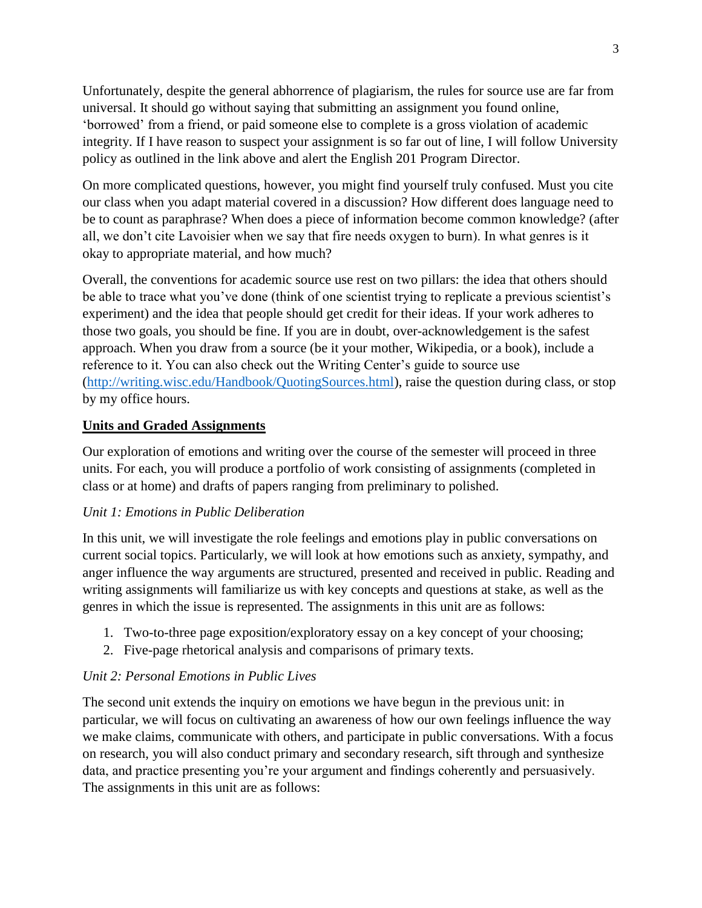Unfortunately, despite the general abhorrence of plagiarism, the rules for source use are far from universal. It should go without saying that submitting an assignment you found online, 'borrowed' from a friend, or paid someone else to complete is a gross violation of academic integrity. If I have reason to suspect your assignment is so far out of line, I will follow University policy as outlined in the link above and alert the English 201 Program Director.

On more complicated questions, however, you might find yourself truly confused. Must you cite our class when you adapt material covered in a discussion? How different does language need to be to count as paraphrase? When does a piece of information become common knowledge? (after all, we don't cite Lavoisier when we say that fire needs oxygen to burn). In what genres is it okay to appropriate material, and how much?

Overall, the conventions for academic source use rest on two pillars: the idea that others should be able to trace what you've done (think of one scientist trying to replicate a previous scientist's experiment) and the idea that people should get credit for their ideas. If your work adheres to those two goals, you should be fine. If you are in doubt, over-acknowledgement is the safest approach. When you draw from a source (be it your mother, Wikipedia, or a book), include a reference to it. You can also check out the Writing Center's guide to source use (http://writing.wisc.edu/Handbook/QuotingSources.html), raise the question during class, or stop by my office hours.

## **Units and Graded Assignments**

Our exploration of emotions and writing over the course of the semester will proceed in three units. For each, you will produce a portfolio of work consisting of assignments (completed in class or at home) and drafts of papers ranging from preliminary to polished.

*Unit 1: Emotions in Public Deliberation*

In this unit, we will investigate the role feelings and emotions play in public conversations on current social topics. Particularly, we will look at how emotions such as anxiety, sympathy, and anger influence the way arguments are structured, presented and received in public. Reading and writing assignments will familiarize us with key concepts and questions at stake, as well as the genres in which the issue is represented. The assignments in this unit are as follows:

1. Two-to-three page exposition/exploratory essay on a key concept of your choosing;
2. Five-page rhetorical analysis and comparisons of primary texts.

*Unit 2: Personal Emotions in Public Lives*

The second unit extends the inquiry on emotions we have begun in the previous unit: in particular, we will focus on cultivating an awareness of how our own feelings influence the way we make claims, communicate with others, and participate in public conversations. With a focus on research, you will also conduct primary and secondary research, sift through and synthesize data, and practice presenting you're your argument and findings coherently and persuasively. The assignments in this unit are as follows: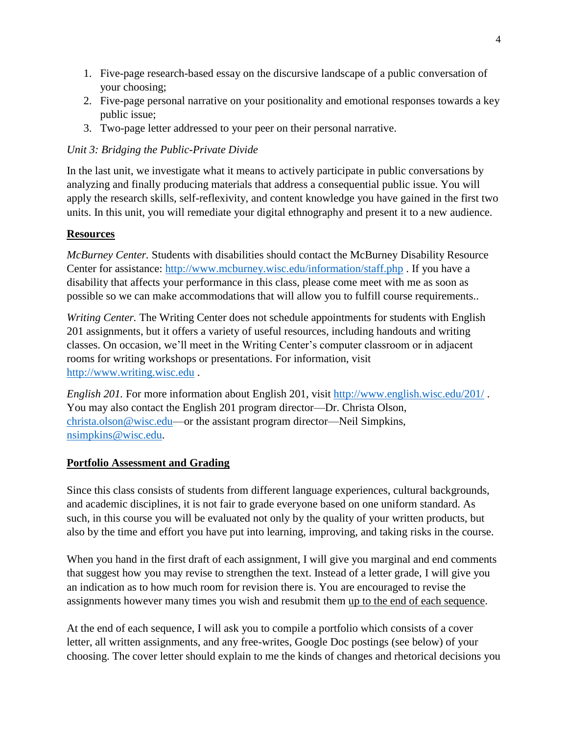1. Five-page research-based essay on the discursive landscape of a public conversation of your choosing;
2. Five-page personal narrative on your positionality and emotional responses towards a key public issue;
3. Two-page letter addressed to your peer on their personal narrative.

*Unit 3: Bridging the Public-Private Divide*

In the last unit, we investigate what it means to actively participate in public conversations by analyzing and finally producing materials that address a consequential public issue. You will apply the research skills, self-reflexivity, and content knowledge you have gained in the first two units. In this unit, you will remediate your digital ethnography and present it to a new audience.

## Resources

*McBurney Center.* Students with disabilities should contact the McBurney Disability Resource Center for assistance: http://www.mcburney.wisc.edu/information/staff.php . If you have a disability that affects your performance in this class, please come meet with me as soon as possible so we can make accommodations that will allow you to fulfill course requirements..

*Writing Center.* The Writing Center does not schedule appointments for students with English 201 assignments, but it offers a variety of useful resources, including handouts and writing classes. On occasion, we'll meet in the Writing Center's computer classroom or in adjacent rooms for writing workshops or presentations. For information, visit http://www.writing.wisc.edu .

*English 201.* For more information about English 201, visit http://www.english.wisc.edu/201/ . You may also contact the English 201 program director—Dr. Christa Olson, christa.olson@wisc.edu—or the assistant program director—Neil Simpkins, nsimpkins@wisc.edu.

## Portfolio Assessment and Grading

Since this class consists of students from different language experiences, cultural backgrounds, and academic disciplines, it is not fair to grade everyone based on one uniform standard. As such, in this course you will be evaluated not only by the quality of your written products, but also by the time and effort you have put into learning, improving, and taking risks in the course.

When you hand in the first draft of each assignment, I will give you marginal and end comments that suggest how you may revise to strengthen the text. Instead of a letter grade, I will give you an indication as to how much room for revision there is. You are encouraged to revise the assignments however many times you wish and resubmit them up to the end of each sequence.

At the end of each sequence, I will ask you to compile a portfolio which consists of a cover letter, all written assignments, and any free-writes, Google Doc postings (see below) of your choosing. The cover letter should explain to me the kinds of changes and rhetorical decisions you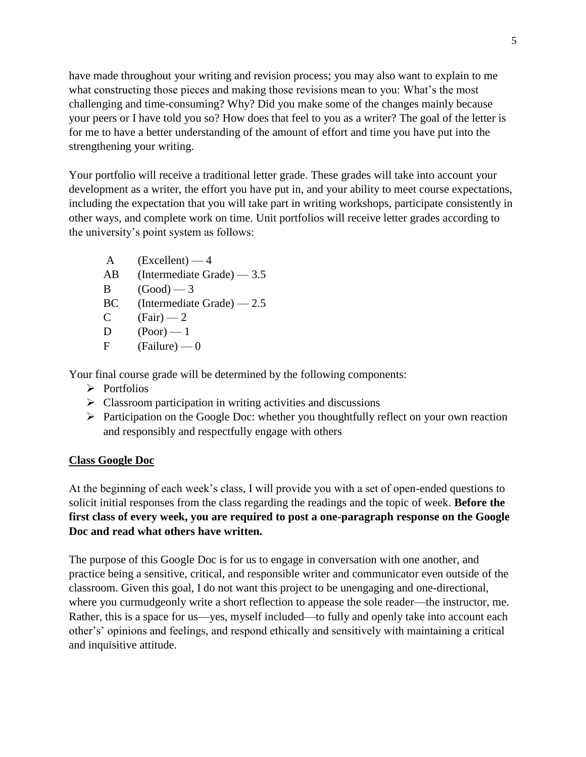have made throughout your writing and revision process; you may also want to explain to me what constructing those pieces and making those revisions mean to you: What's the most challenging and time-consuming? Why? Did you make some of the changes mainly because your peers or I have told you so? How does that feel to you as a writer? The goal of the letter is for me to have a better understanding of the amount of effort and time you have put into the strengthening your writing.

Your portfolio will receive a traditional letter grade. These grades will take into account your development as a writer, the effort you have put in, and your ability to meet course expectations, including the expectation that you will take part in writing workshops, participate consistently in other ways, and complete work on time. Unit portfolios will receive letter grades according to the university's point system as follows:

A (Excellent) — 4
AB (Intermediate Grade) — 3.5
B (Good) — 3
BC (Intermediate Grade) — 2.5
C (Fair) — 2
D (Poor) — 1
F (Failure) — 0

Your final course grade will be determined by the following components:

- Portfolios
- Classroom participation in writing activities and discussions
- Participation on the Google Doc: whether you thoughtfully reflect on your own reaction and responsibly and respectfully engage with others

## Class Google Doc

At the beginning of each week's class, I will provide you with a set of open-ended questions to solicit initial responses from the class regarding the readings and the topic of week. **Before the first class of every week, you are required to post a one-paragraph response on the Google Doc and read what others have written.**

The purpose of this Google Doc is for us to engage in conversation with one another, and practice being a sensitive, critical, and responsible writer and communicator even outside of the classroom. Given this goal, I do not want this project to be unengaging and one-directional, where you curmudgeonly write a short reflection to appease the sole reader—the instructor, me. Rather, this is a space for us—yes, myself included—to fully and openly take into account each other's' opinions and feelings, and respond ethically and sensitively with maintaining a critical and inquisitive attitude.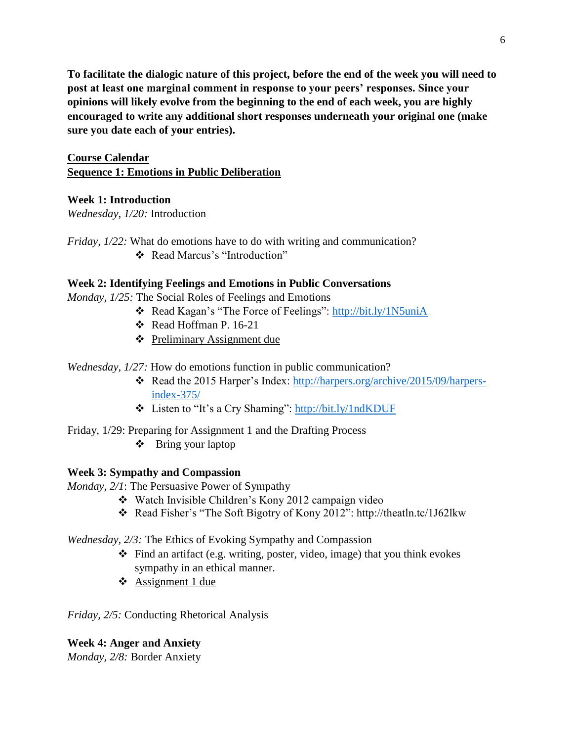**To facilitate the dialogic nature of this project, before the end of the week you will need to post at least one marginal comment in response to your peers' responses. Since your opinions will likely evolve from the beginning to the end of each week, you are highly encouraged to write any additional short responses underneath your original one (make sure you date each of your entries).**

## Course Calendar

## Sequence 1: Emotions in Public Deliberation

### Week 1: Introduction

*Wednesday, 1/20:* Introduction

*Friday, 1/22:* What do emotions have to do with writing and communication?

- Read Marcus's "Introduction"

### Week 2: Identifying Feelings and Emotions in Public Conversations

*Monday, 1/25:* The Social Roles of Feelings and Emotions

- Read Kagan's "The Force of Feelings": http://bit.ly/1N5uniA
- Read Hoffman P. 16-21
- Preliminary Assignment due

*Wednesday, 1/27:* How do emotions function in public communication?

- Read the 2015 Harper's Index: http://harpers.org/archive/2015/09/harpers-index-375/
- Listen to "It's a Cry Shaming": http://bit.ly/1ndKDUF

Friday, 1/29: Preparing for Assignment 1 and the Drafting Process

- Bring your laptop

### Week 3: Sympathy and Compassion

*Monday, 2/1*: The Persuasive Power of Sympathy

- Watch Invisible Children's Kony 2012 campaign video
- Read Fisher's "The Soft Bigotry of Kony 2012": http://theatln.tc/1J62lkw

*Wednesday, 2/3:* The Ethics of Evoking Sympathy and Compassion

- Find an artifact (e.g. writing, poster, video, image) that you think evokes sympathy in an ethical manner.
- Assignment 1 due

*Friday, 2/5:* Conducting Rhetorical Analysis

### Week 4: Anger and Anxiety

*Monday, 2/8:* Border Anxiety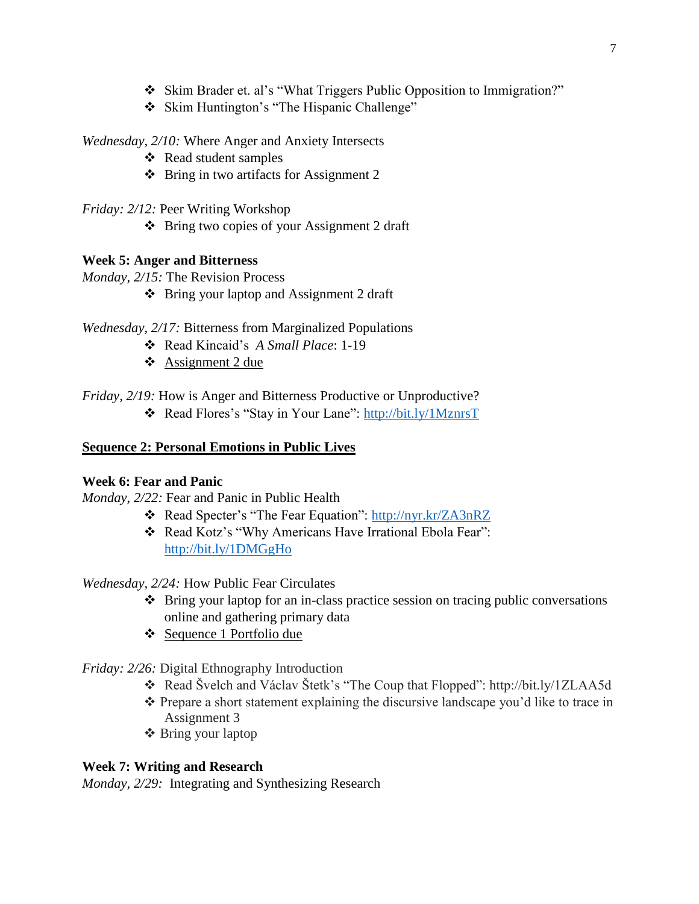- Skim Brader et. al's "What Triggers Public Opposition to Immigration?"
- Skim Huntington's "The Hispanic Challenge"

*Wednesday, 2/10:* Where Anger and Anxiety Intersects

- Read student samples
- Bring in two artifacts for Assignment 2

*Friday: 2/12:* Peer Writing Workshop

- Bring two copies of your Assignment 2 draft

**Week 5: Anger and Bitterness**

*Monday, 2/15:* The Revision Process

- Bring your laptop and Assignment 2 draft

*Wednesday, 2/17:* Bitterness from Marginalized Populations

- Read Kincaid's *A Small Place*: 1-19
- <u>Assignment 2 due</u>

*Friday, 2/19:* How is Anger and Bitterness Productive or Unproductive?

- Read Flores's "Stay in Your Lane": [http://bit.ly/1MznrsT](http://bit.ly/1MznrsT)

## <u>Sequence 2: Personal Emotions in Public Lives</u>

**Week 6: Fear and Panic**

*Monday, 2/22:* Fear and Panic in Public Health

- Read Specter's "The Fear Equation": [http://nyr.kr/ZA3nRZ](http://nyr.kr/ZA3nRZ)
- Read Kotz's "Why Americans Have Irrational Ebola Fear": [http://bit.ly/1DMGgHo](http://bit.ly/1DMGgHo)

*Wednesday, 2/24:* How Public Fear Circulates

- Bring your laptop for an in-class practice session on tracing public conversations online and gathering primary data
- <u>Sequence 1 Portfolio due</u>

*Friday: 2/26:* Digital Ethnography Introduction

- Read Švelch and Václav Štetk's "The Coup that Flopped": http://bit.ly/1ZLAA5d
- Prepare a short statement explaining the discursive landscape you'd like to trace in Assignment 3
- Bring your laptop

**Week 7: Writing and Research**

*Monday, 2/29:* Integrating and Synthesizing Research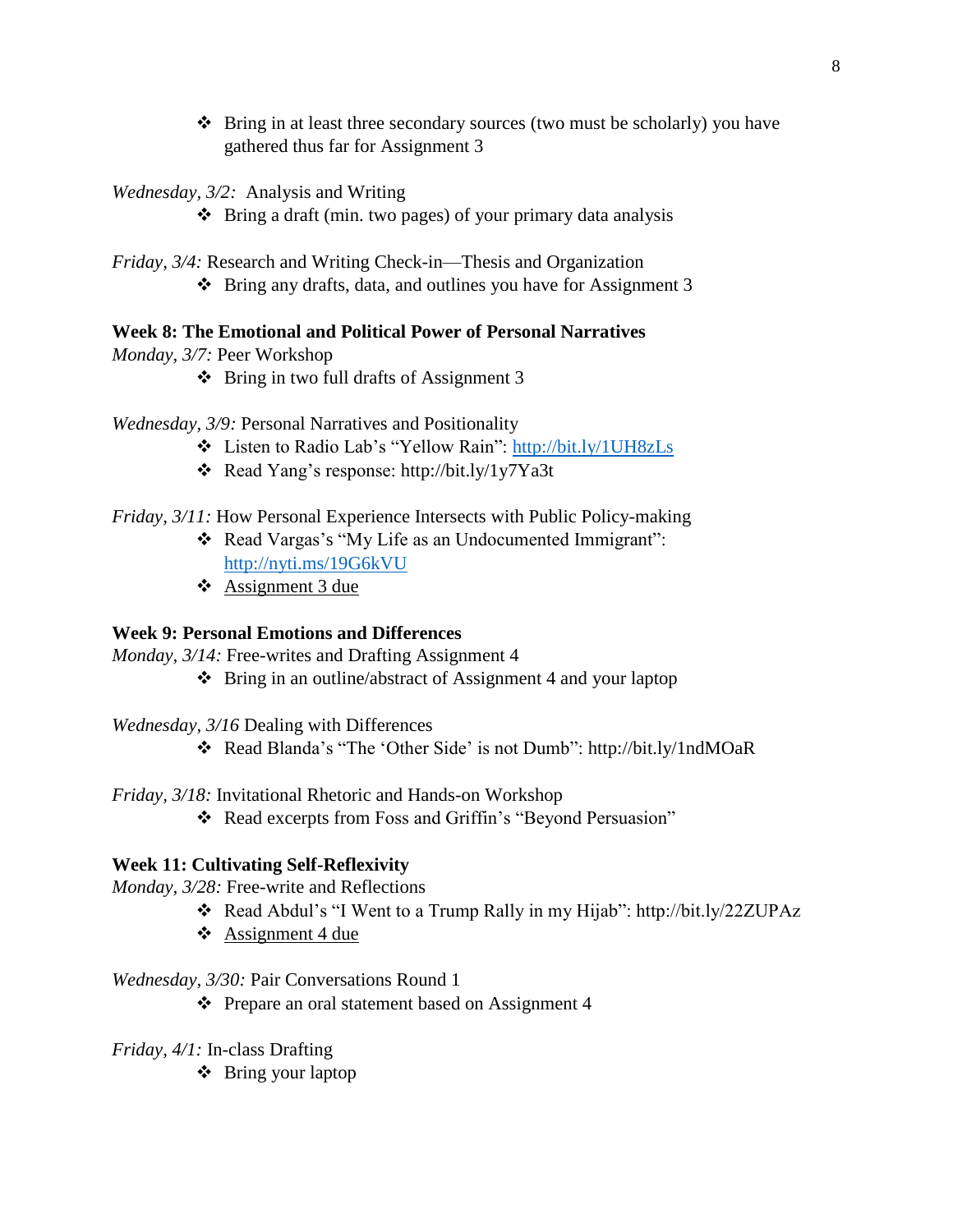- Bring in at least three secondary sources (two must be scholarly) you have gathered thus far for Assignment 3

*Wednesday, 3/2:* Analysis and Writing

- Bring a draft (min. two pages) of your primary data analysis

*Friday, 3/4:* Research and Writing Check-in—Thesis and Organization

- Bring any drafts, data, and outlines you have for Assignment 3

**Week 8: The Emotional and Political Power of Personal Narratives**

*Monday, 3/7:* Peer Workshop

- Bring in two full drafts of Assignment 3

*Wednesday, 3/9:* Personal Narratives and Positionality

- Listen to Radio Lab's "Yellow Rain": http://bit.ly/1UH8zLs
- Read Yang's response: http://bit.ly/1y7Ya3t

*Friday, 3/11:* How Personal Experience Intersects with Public Policy-making

- Read Vargas's "My Life as an Undocumented Immigrant": http://nyti.ms/19G6kVU
- Assignment 3 due

**Week 9: Personal Emotions and Differences**

*Monday, 3/14:* Free-writes and Drafting Assignment 4

- Bring in an outline/abstract of Assignment 4 and your laptop

*Wednesday, 3/16* Dealing with Differences

- Read Blanda's "The 'Other Side' is not Dumb": http://bit.ly/1ndMOaR

*Friday, 3/18:* Invitational Rhetoric and Hands-on Workshop

- Read excerpts from Foss and Griffin's "Beyond Persuasion"

**Week 11: Cultivating Self-Reflexivity**

*Monday, 3/28:* Free-write and Reflections

- Read Abdul's "I Went to a Trump Rally in my Hijab": http://bit.ly/22ZUPAz
- Assignment 4 due

*Wednesday, 3/30:* Pair Conversations Round 1

- Prepare an oral statement based on Assignment 4

*Friday, 4/1:* In-class Drafting

- Bring your laptop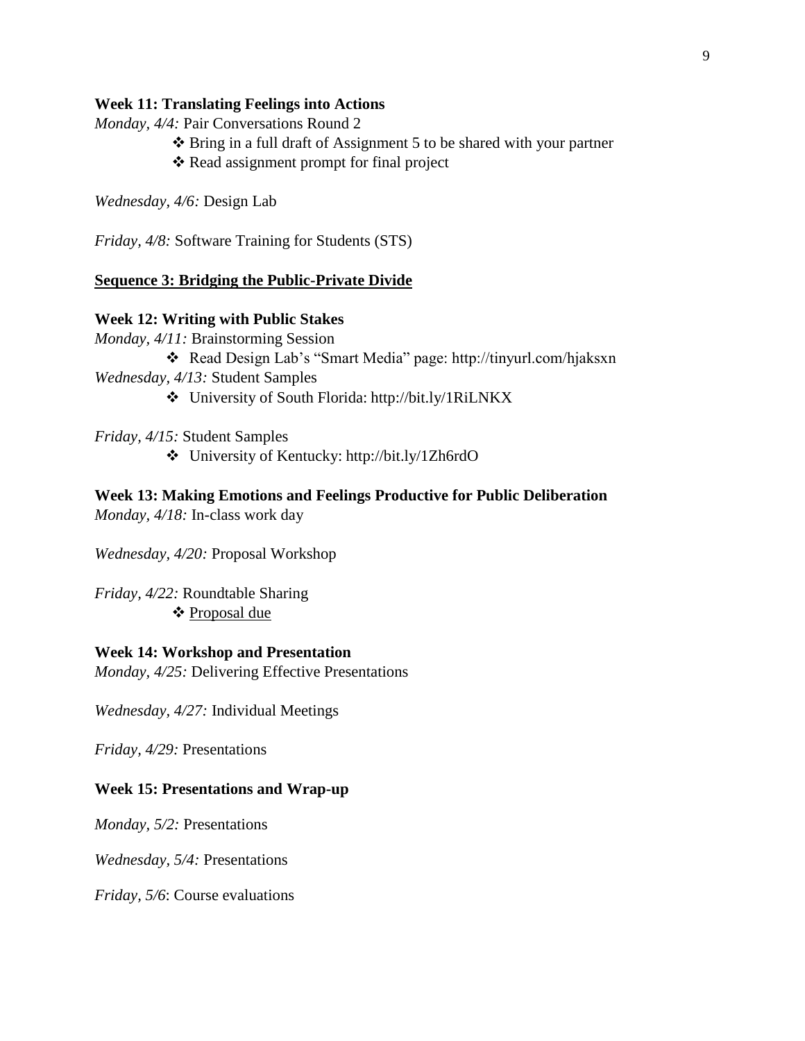**Week 11: Translating Feelings into Actions**

*Monday, 4/4:* Pair Conversations Round 2

- ❖ Bring in a full draft of Assignment 5 to be shared with your partner
- ❖ Read assignment prompt for final project

*Wednesday, 4/6:* Design Lab

*Friday, 4/8:* Software Training for Students (STS)

<u>**Sequence 3: Bridging the Public-Private Divide**</u>

**Week 12: Writing with Public Stakes**

*Monday, 4/11:* Brainstorming Session

- ❖ Read Design Lab's "Smart Media" page: http://tinyurl.com/hjaksxn

*Wednesday, 4/13:* Student Samples

- ❖ University of South Florida: http://bit.ly/1RiLNKX

*Friday, 4/15:* Student Samples

- ❖ University of Kentucky: http://bit.ly/1Zh6rdO

**Week 13: Making Emotions and Feelings Productive for Public Deliberation**

*Monday, 4/18:* In-class work day

*Wednesday, 4/20:* Proposal Workshop

*Friday, 4/22:* Roundtable Sharing

- ❖ <u>Proposal due</u>

**Week 14: Workshop and Presentation**

*Monday, 4/25:* Delivering Effective Presentations

*Wednesday, 4/27:* Individual Meetings

*Friday, 4/29:* Presentations

**Week 15: Presentations and Wrap-up**

*Monday, 5/2:* Presentations

*Wednesday, 5/4:* Presentations

*Friday, 5/6*: Course evaluations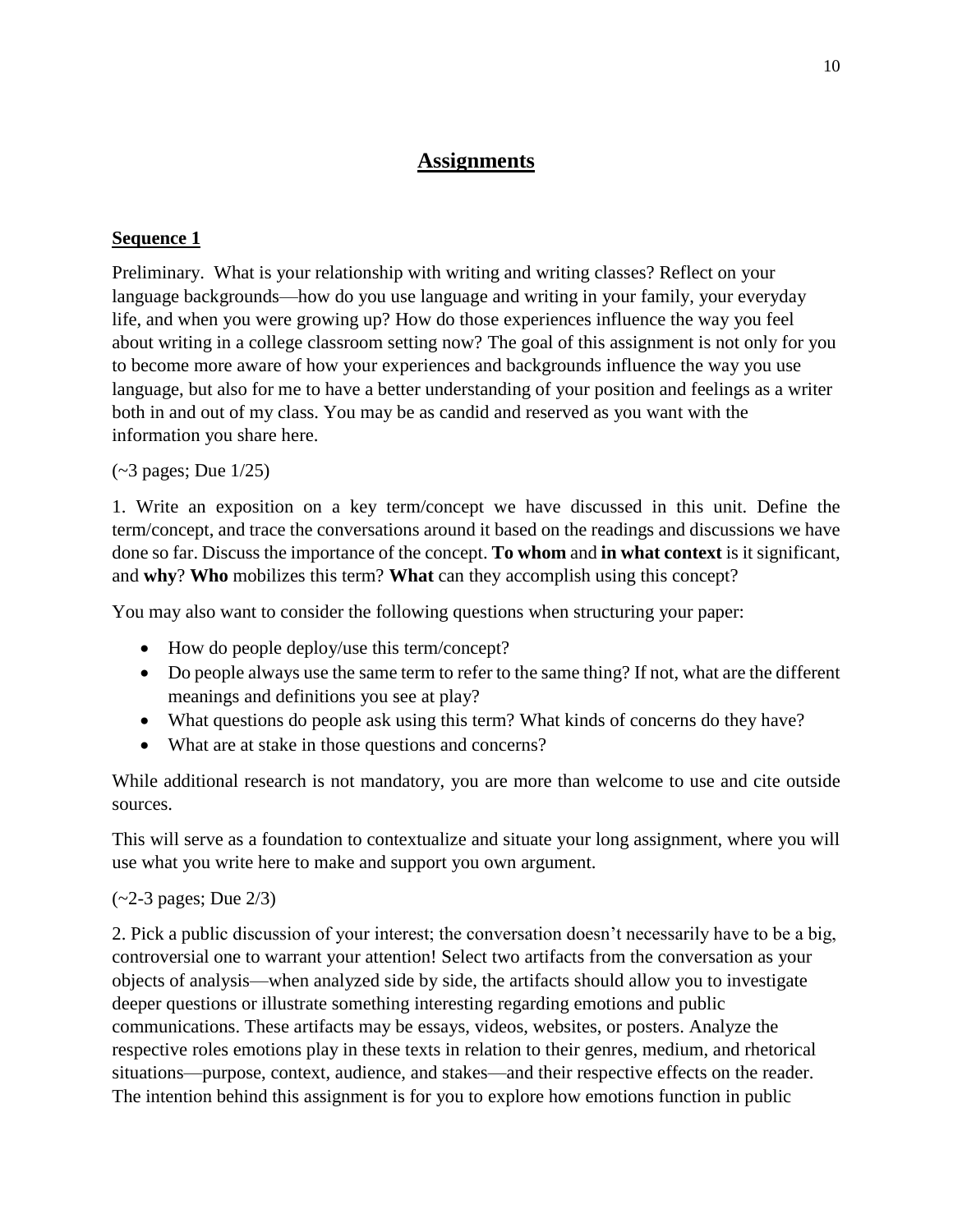# Assignments

## Sequence 1

Preliminary. What is your relationship with writing and writing classes? Reflect on your language backgrounds—how do you use language and writing in your family, your everyday life, and when you were growing up? How do those experiences influence the way you feel about writing in a college classroom setting now? The goal of this assignment is not only for you to become more aware of how your experiences and backgrounds influence the way you use language, but also for me to have a better understanding of your position and feelings as a writer both in and out of my class. You may be as candid and reserved as you want with the information you share here.

(~3 pages; Due 1/25)

1. Write an exposition on a key term/concept we have discussed in this unit. Define the term/concept, and trace the conversations around it based on the readings and discussions we have done so far. Discuss the importance of the concept. **To whom** and **in what context** is it significant, and **why**? **Who** mobilizes this term? **What** can they accomplish using this concept?

You may also want to consider the following questions when structuring your paper:

- How do people deploy/use this term/concept?
- Do people always use the same term to refer to the same thing? If not, what are the different meanings and definitions you see at play?
- What questions do people ask using this term? What kinds of concerns do they have?
- What are at stake in those questions and concerns?

While additional research is not mandatory, you are more than welcome to use and cite outside sources.

This will serve as a foundation to contextualize and situate your long assignment, where you will use what you write here to make and support you own argument.

(~2-3 pages; Due 2/3)

2. Pick a public discussion of your interest; the conversation doesn't necessarily have to be a big, controversial one to warrant your attention! Select two artifacts from the conversation as your objects of analysis—when analyzed side by side, the artifacts should allow you to investigate deeper questions or illustrate something interesting regarding emotions and public communications. These artifacts may be essays, videos, websites, or posters. Analyze the respective roles emotions play in these texts in relation to their genres, medium, and rhetorical situations—purpose, context, audience, and stakes—and their respective effects on the reader. The intention behind this assignment is for you to explore how emotions function in public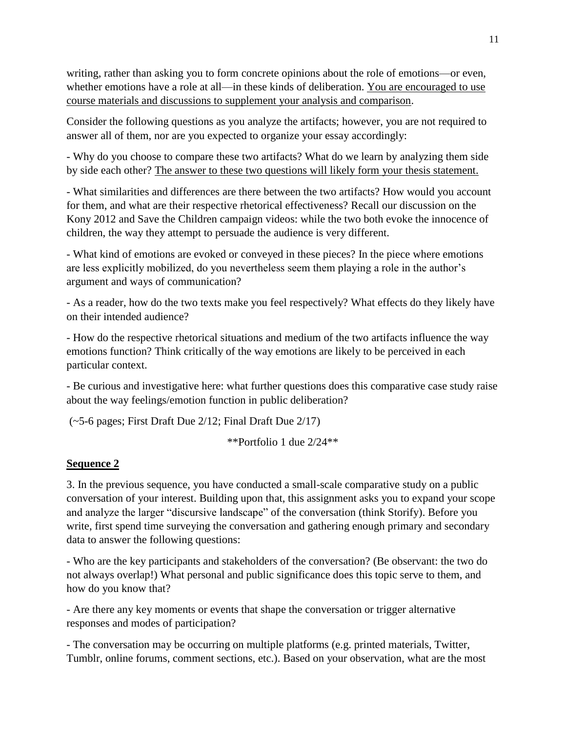writing, rather than asking you to form concrete opinions about the role of emotions—or even, whether emotions have a role at all—in these kinds of deliberation. <u>You are encouraged to use course materials and discussions to supplement your analysis and comparison</u>.

Consider the following questions as you analyze the artifacts; however, you are not required to answer all of them, nor are you expected to organize your essay accordingly:

- Why do you choose to compare these two artifacts? What do we learn by analyzing them side by side each other? <u>The answer to these two questions will likely form your thesis statement.</u>

- What similarities and differences are there between the two artifacts? How would you account for them, and what are their respective rhetorical effectiveness? Recall our discussion on the Kony 2012 and Save the Children campaign videos: while the two both evoke the innocence of children, the way they attempt to persuade the audience is very different.

- What kind of emotions are evoked or conveyed in these pieces? In the piece where emotions are less explicitly mobilized, do you nevertheless seem them playing a role in the author's argument and ways of communication?

- As a reader, how do the two texts make you feel respectively? What effects do they likely have on their intended audience?

- How do the respective rhetorical situations and medium of the two artifacts influence the way emotions function? Think critically of the way emotions are likely to be perceived in each particular context.

- Be curious and investigative here: what further questions does this comparative case study raise about the way feelings/emotion function in public deliberation?

(~5-6 pages; First Draft Due 2/12; Final Draft Due 2/17)

**Portfolio 1 due 2/24**

## <u>Sequence 2</u>

3. In the previous sequence, you have conducted a small-scale comparative study on a public conversation of your interest. Building upon that, this assignment asks you to expand your scope and analyze the larger "discursive landscape" of the conversation (think Storify). Before you write, first spend time surveying the conversation and gathering enough primary and secondary data to answer the following questions:

- Who are the key participants and stakeholders of the conversation? (Be observant: the two do not always overlap!) What personal and public significance does this topic serve to them, and how do you know that?

- Are there any key moments or events that shape the conversation or trigger alternative responses and modes of participation?

- The conversation may be occurring on multiple platforms (e.g. printed materials, Twitter, Tumblr, online forums, comment sections, etc.). Based on your observation, what are the most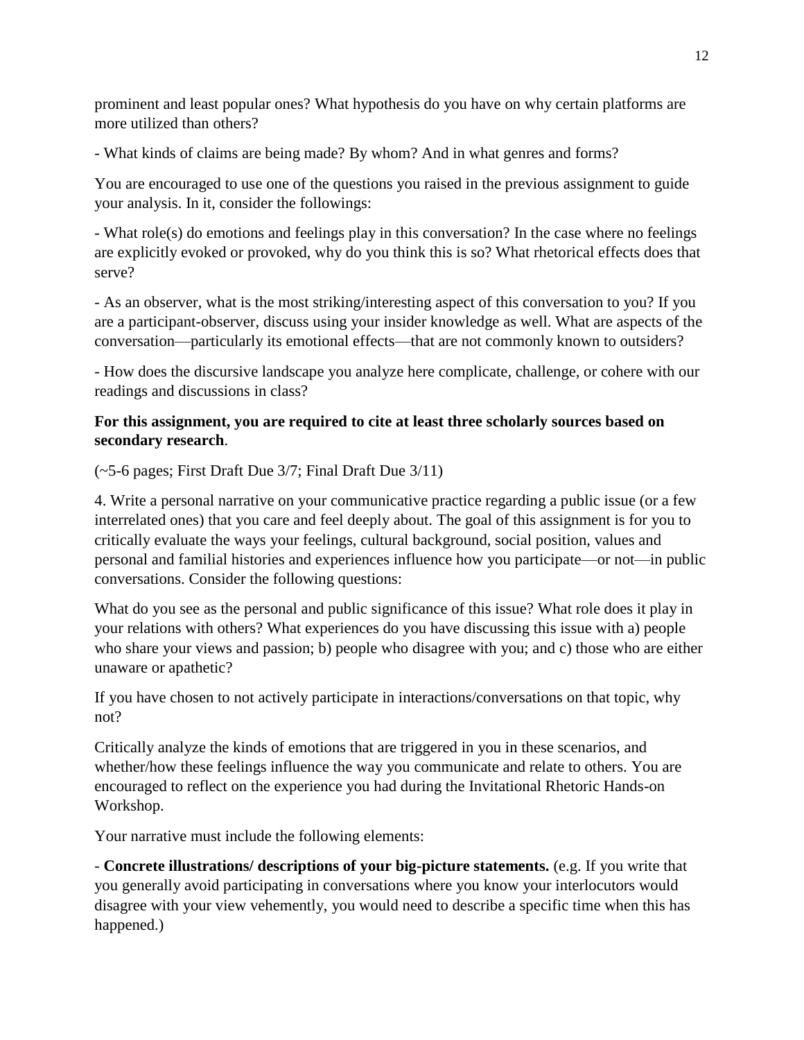prominent and least popular ones? What hypothesis do you have on why certain platforms are more utilized than others?

- What kinds of claims are being made? By whom? And in what genres and forms?

You are encouraged to use one of the questions you raised in the previous assignment to guide your analysis. In it, consider the followings:

- What role(s) do emotions and feelings play in this conversation? In the case where no feelings are explicitly evoked or provoked, why do you think this is so? What rhetorical effects does that serve?

- As an observer, what is the most striking/interesting aspect of this conversation to you? If you are a participant-observer, discuss using your insider knowledge as well. What are aspects of the conversation—particularly its emotional effects—that are not commonly known to outsiders?

- How does the discursive landscape you analyze here complicate, challenge, or cohere with our readings and discussions in class?

**For this assignment, you are required to cite at least three scholarly sources based on secondary research**.

(~5-6 pages; First Draft Due 3/7; Final Draft Due 3/11)

4. Write a personal narrative on your communicative practice regarding a public issue (or a few interrelated ones) that you care and feel deeply about. The goal of this assignment is for you to critically evaluate the ways your feelings, cultural background, social position, values and personal and familial histories and experiences influence how you participate—or not—in public conversations. Consider the following questions:

What do you see as the personal and public significance of this issue? What role does it play in your relations with others? What experiences do you have discussing this issue with a) people who share your views and passion; b) people who disagree with you; and c) those who are either unaware or apathetic?

If you have chosen to not actively participate in interactions/conversations on that topic, why not?

Critically analyze the kinds of emotions that are triggered in you in these scenarios, and whether/how these feelings influence the way you communicate and relate to others. You are encouraged to reflect on the experience you had during the Invitational Rhetoric Hands-on Workshop.

Your narrative must include the following elements:

- **Concrete illustrations/ descriptions of your big-picture statements.** (e.g. If you write that you generally avoid participating in conversations where you know your interlocutors would disagree with your view vehemently, you would need to describe a specific time when this has happened.)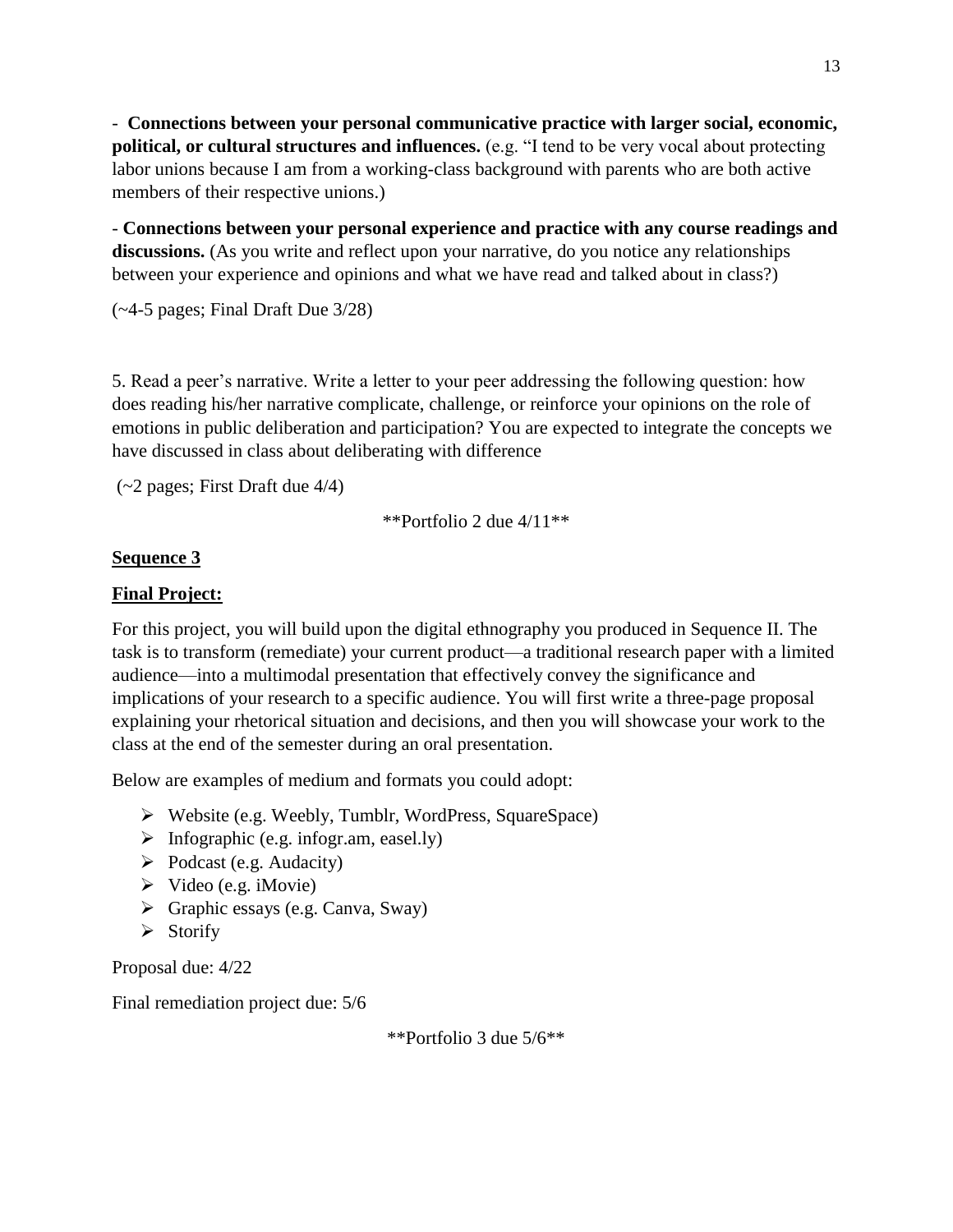- **Connections between your personal communicative practice with larger social, economic, political, or cultural structures and influences.** (e.g. "I tend to be very vocal about protecting labor unions because I am from a working-class background with parents who are both active members of their respective unions.)

- **Connections between your personal experience and practice with any course readings and discussions.** (As you write and reflect upon your narrative, do you notice any relationships between your experience and opinions and what we have read and talked about in class?)

(~4-5 pages; Final Draft Due 3/28)

5. Read a peer's narrative. Write a letter to your peer addressing the following question: how does reading his/her narrative complicate, challenge, or reinforce your opinions on the role of emotions in public deliberation and participation? You are expected to integrate the concepts we have discussed in class about deliberating with difference

(~2 pages; First Draft due 4/4)

**Portfolio 2 due 4/11**

## Sequence 3

## Final Project:

For this project, you will build upon the digital ethnography you produced in Sequence II. The task is to transform (remediate) your current product—a traditional research paper with a limited audience—into a multimodal presentation that effectively convey the significance and implications of your research to a specific audience. You will first write a three-page proposal explaining your rhetorical situation and decisions, and then you will showcase your work to the class at the end of the semester during an oral presentation.

Below are examples of medium and formats you could adopt:

- Website (e.g. Weebly, Tumblr, WordPress, SquareSpace)
- Infographic (e.g. infogr.am, easel.ly)
- Podcast (e.g. Audacity)
- Video (e.g. iMovie)
- Graphic essays (e.g. Canva, Sway)
- Storify

Proposal due: 4/22

Final remediation project due: 5/6

**Portfolio 3 due 5/6**